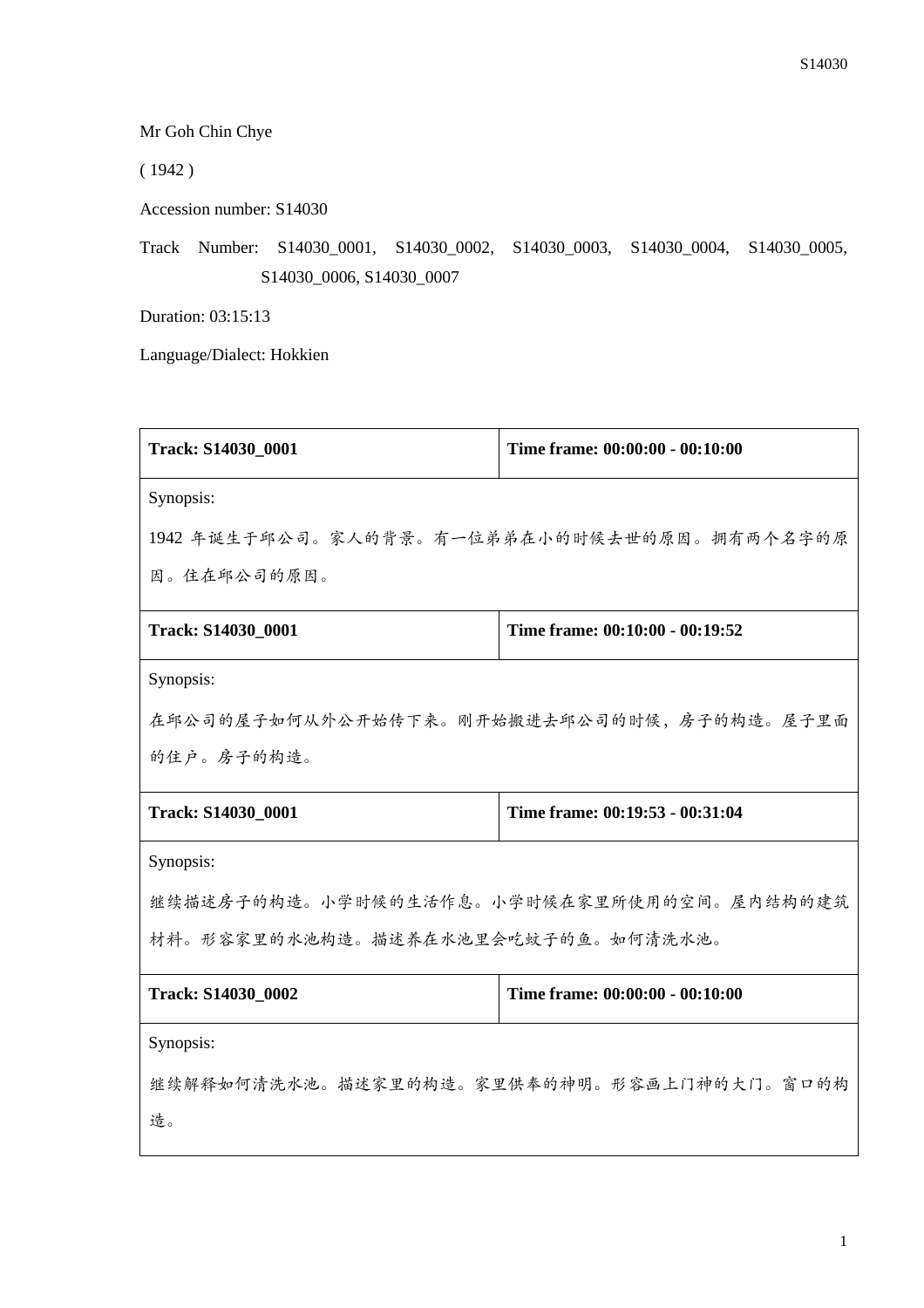Mr Goh Chin Chye

( 1942 )

Accession number: S14030

Track Number: S14030_0001, S14030_0002, S14030_0003, S14030_0004, S14030_0005, S14030_0006, S14030_0007

Duration: 03:15:13

Language/Dialect: Hokkien

| **Track: S14030_0001** | **Time frame: 00:00:00 - 00:10:00** |
|---|---|
| Synopsis:<br>1942 年诞生于邱公司。家人的背景。有一位弟弟在小的时候去世的原因。拥有两个名字的原因。住在邱公司的原因。 | |
| **Track: S14030_0001** | **Time frame: 00:10:00 - 00:19:52** |
| Synopsis:<br>在邱公司的屋子如何从外公开始传下来。刚开始搬进去邱公司的时候，房子的构造。屋子里面的住户。房子的构造。 | |
| **Track: S14030_0001** | **Time frame: 00:19:53 - 00:31:04** |
| Synopsis:<br>继续描述房子的构造。小学时候的生活作息。小学时候在家里所使用的空间。屋内结构的建筑材料。形容家里的水池构造。描述养在水池里会吃蚊子的鱼。如何清洗水池。 | |
| **Track: S14030_0002** | **Time frame: 00:00:00 - 00:10:00** |
| Synopsis:<br>继续解释如何清洗水池。描述家里的构造。家里供奉的神明。形容画上门神的大门。窗口的构造。 | |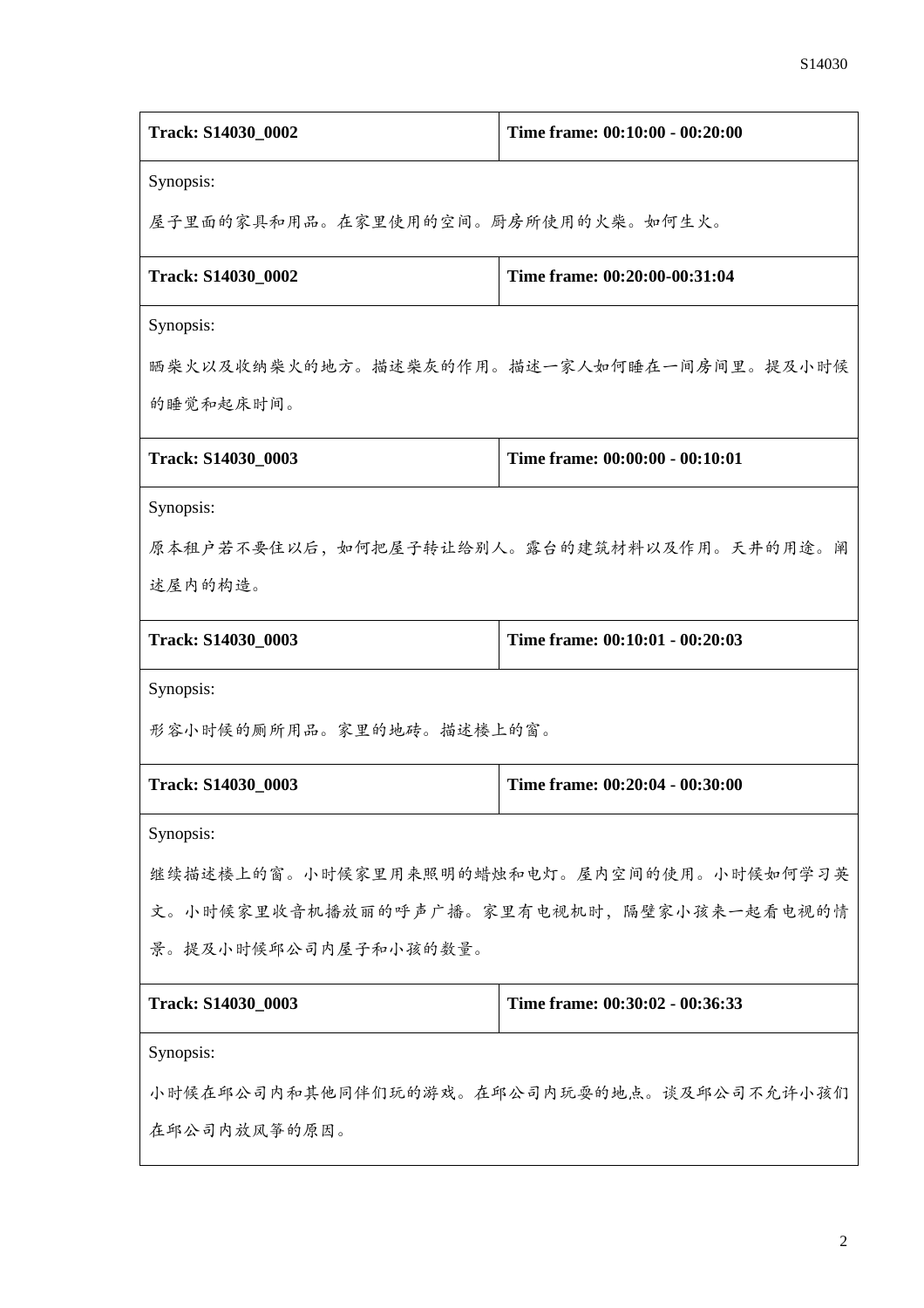| **Track: S14030_0002** | **Time frame: 00:10:00 - 00:20:00** |
|---|---|
| Synopsis: 屋子里面的家具和用品。在家里使用的空间。厨房所使用的火柴。如何生火。 | |
| **Track: S14030_0002** | **Time frame: 00:20:00-00:31:04** |
| Synopsis: 晒柴火以及收纳柴火的地方。描述柴灰的作用。描述一家人如何睡在一间房间里。提及小时候的睡觉和起床时间。 | |
| **Track: S14030_0003** | **Time frame: 00:00:00 - 00:10:01** |
| Synopsis: 原本租户若不要住以后，如何把屋子转让给别人。露台的建筑材料以及作用。天井的用途。阐述屋内的构造。 | |
| **Track: S14030_0003** | **Time frame: 00:10:01 - 00:20:03** |
| Synopsis: 形容小时候的厕所用品。家里的地砖。描述楼上的窗。 | |
| **Track: S14030_0003** | **Time frame: 00:20:04 - 00:30:00** |
| Synopsis: 继续描述楼上的窗。小时候家里用来照明的蜡烛和电灯。屋内空间的使用。小时候如何学习英文。小时候家里收音机播放丽的呼声广播。家里有电视机时，隔壁家小孩来一起看电视的情景。提及小时候邱公司内屋子和小孩的数量。 | |
| **Track: S14030_0003** | **Time frame: 00:30:02 - 00:36:33** |
| Synopsis: 小时候在邱公司内和其他同伴们玩的游戏。在邱公司内玩耍的地点。谈及邱公司不允许小孩们在邱公司内放风筝的原因。 | |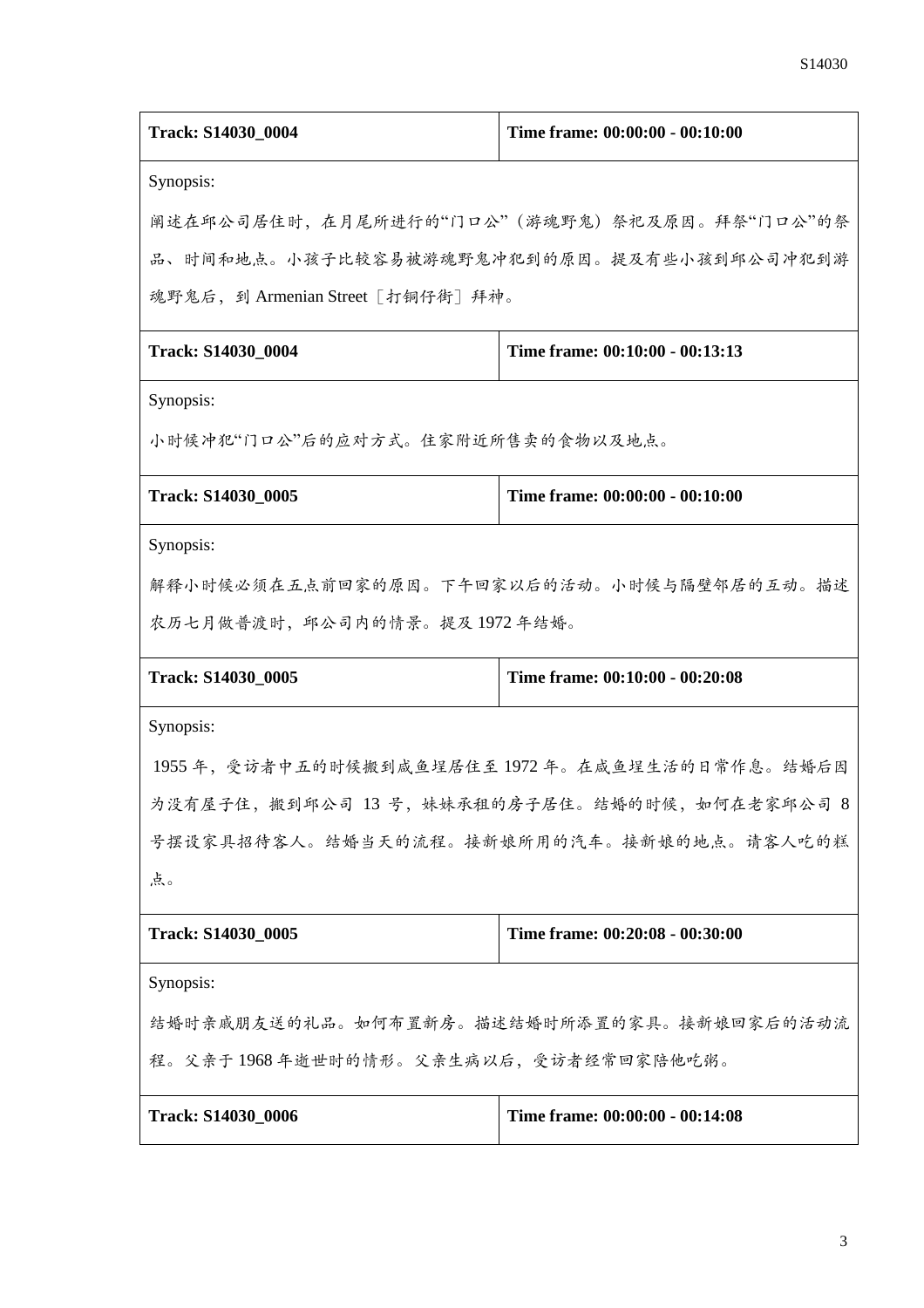| Track: S14030_0004 | Time frame: 00:00:00 - 00:10:00 |
|---|---|
| Synopsis:<br>阐述在邱公司居住时，在月尾所进行的“门口公”（游魂野鬼）祭祀及原因。拜祭“门口公”的祭品、时间和地点。小孩子比较容易被游魂野鬼冲犯到的原因。提及有些小孩到邱公司冲犯到游魂野鬼后，到 Armenian Street［打铜仔街］拜神。 | |
| **Track: S14030_0004** | **Time frame: 00:10:00 - 00:13:13** |
| Synopsis:<br>小时候冲犯“门口公”后的应对方式。住家附近所售卖的食物以及地点。 | |
| **Track: S14030_0005** | **Time frame: 00:00:00 - 00:10:00** |
| Synopsis:<br>解释小时候必须在五点前回家的原因。下午回家以后的活动。小时候与隔壁邻居的互动。描述农历七月做普渡时，邱公司内的情景。提及 1972 年结婚。 | |
| **Track: S14030_0005** | **Time frame: 00:10:00 - 00:20:08** |
| Synopsis:<br>1955 年，受访者中五的时候搬到咸鱼埕居住至 1972 年。在咸鱼埕生活的日常作息。结婚后因为没有屋子住，搬到邱公司 13 号，妹妹承租的房子居住。结婚的时候，如何在老家邱公司 8 号摆设家具招待客人。结婚当天的流程。接新娘所用的汽车。接新娘的地点。请客人吃的糕点。 | |
| **Track: S14030_0005** | **Time frame: 00:20:08 - 00:30:00** |
| Synopsis:<br>结婚时亲戚朋友送的礼品。如何布置新房。描述结婚时所添置的家具。接新娘回家后的活动流程。父亲于 1968 年逝世时的情形。父亲生病以后，受访者经常回家陪他吃粥。 | |
| **Track: S14030_0006** | **Time frame: 00:00:00 - 00:14:08** |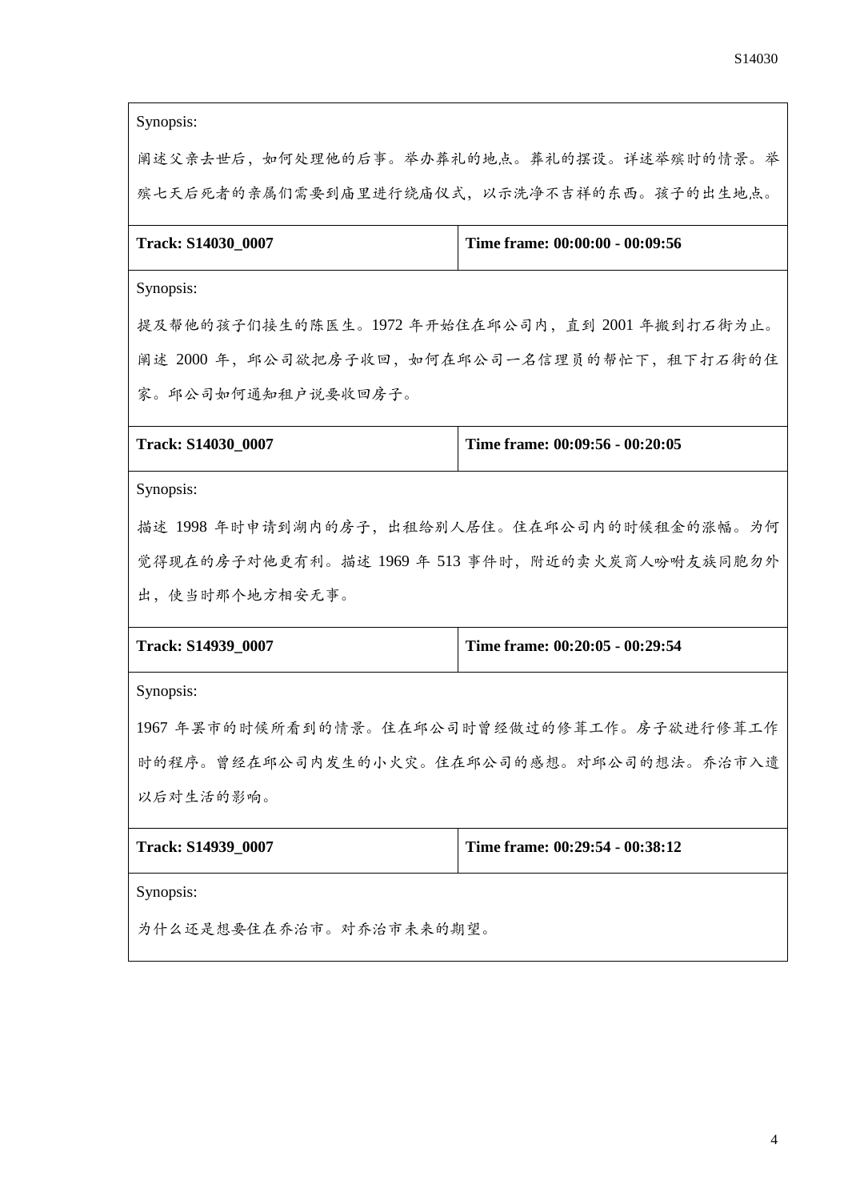| Synopsis: | |
|---|---|
| 阐述父亲去世后，如何处理他的后事。举办葬礼的地点。葬礼的摆设。详述举殡时的情景。举殡七天后死者的亲属们需要到庙里进行绕庙仪式，以示洗净不吉祥的东西。孩子的出生地点。 | |
| **Track: S14030_0007** | **Time frame: 00:00:00 - 00:09:56** |
| Synopsis: | |
| 提及帮他的孩子们接生的陈医生。1972 年开始住在邱公司内，直到 2001 年搬到打石街为止。阐述 2000 年，邱公司欲把房子收回，如何在邱公司一名信理员的帮忙下，租下打石街的住家。邱公司如何通知租户说要收回房子。 | |
| **Track: S14030_0007** | **Time frame: 00:09:56 - 00:20:05** |
| Synopsis: | |
| 描述 1998 年时申请到湖内的房子，出租给别人居住。住在邱公司内的时候租金的涨幅。为何觉得现在的房子对他更有利。描述 1969 年 513 事件时，附近的卖火炭商人吩咐友族同胞勿外出，使当时那个地方相安无事。 | |
| **Track: S14939_0007** | **Time frame: 00:20:05 - 00:29:54** |
| Synopsis: | |
| 1967 年罢市的时候所看到的情景。住在邱公司时曾经做过的修葺工作。房子欲进行修葺工作时的程序。曾经在邱公司内发生的小火灾。住在邱公司的感想。对邱公司的想法。乔治市入遗以后对生活的影响。 | |
| **Track: S14939_0007** | **Time frame: 00:29:54 - 00:38:12** |
| Synopsis: | |
| 为什么还是想要住在乔治市。对乔治市未来的期望。 | |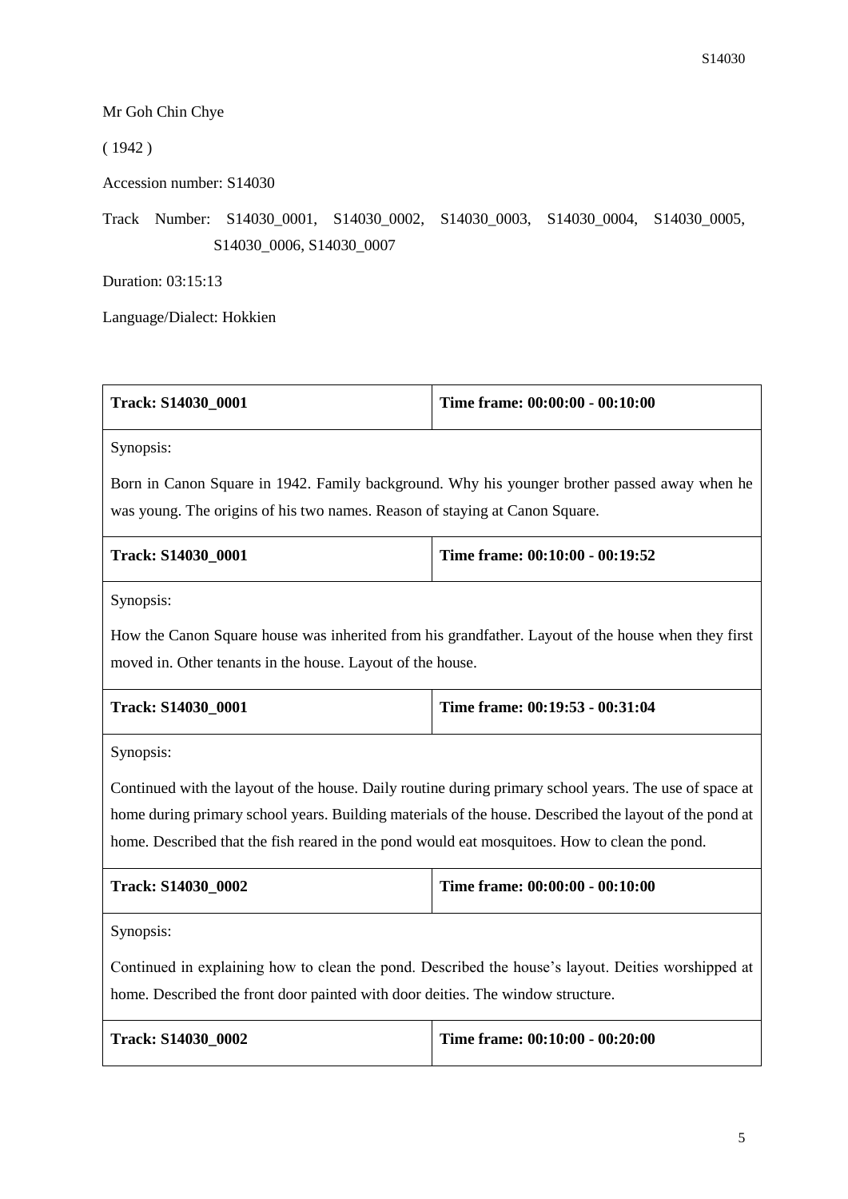Mr Goh Chin Chye

( 1942 )

Accession number: S14030

Track Number: S14030_0001, S14030_0002, S14030_0003, S14030_0004, S14030_0005, S14030_0006, S14030_0007

Duration: 03:15:13

Language/Dialect: Hokkien

| **Track: S14030_0001** | **Time frame: 00:00:00 - 00:10:00** |
|---|---|
| Synopsis: Born in Canon Square in 1942. Family background. Why his younger brother passed away when he was young. The origins of his two names. Reason of staying at Canon Square. | |
| **Track: S14030_0001** | **Time frame: 00:10:00 - 00:19:52** |
| Synopsis: How the Canon Square house was inherited from his grandfather. Layout of the house when they first moved in. Other tenants in the house. Layout of the house. | |
| **Track: S14030_0001** | **Time frame: 00:19:53 - 00:31:04** |
| Synopsis: Continued with the layout of the house. Daily routine during primary school years. The use of space at home during primary school years. Building materials of the house. Described the layout of the pond at home. Described that the fish reared in the pond would eat mosquitoes. How to clean the pond. | |
| **Track: S14030_0002** | **Time frame: 00:00:00 - 00:10:00** |
| Synopsis: Continued in explaining how to clean the pond. Described the house's layout. Deities worshipped at home. Described the front door painted with door deities. The window structure. | |
| **Track: S14030_0002** | **Time frame: 00:10:00 - 00:20:00** |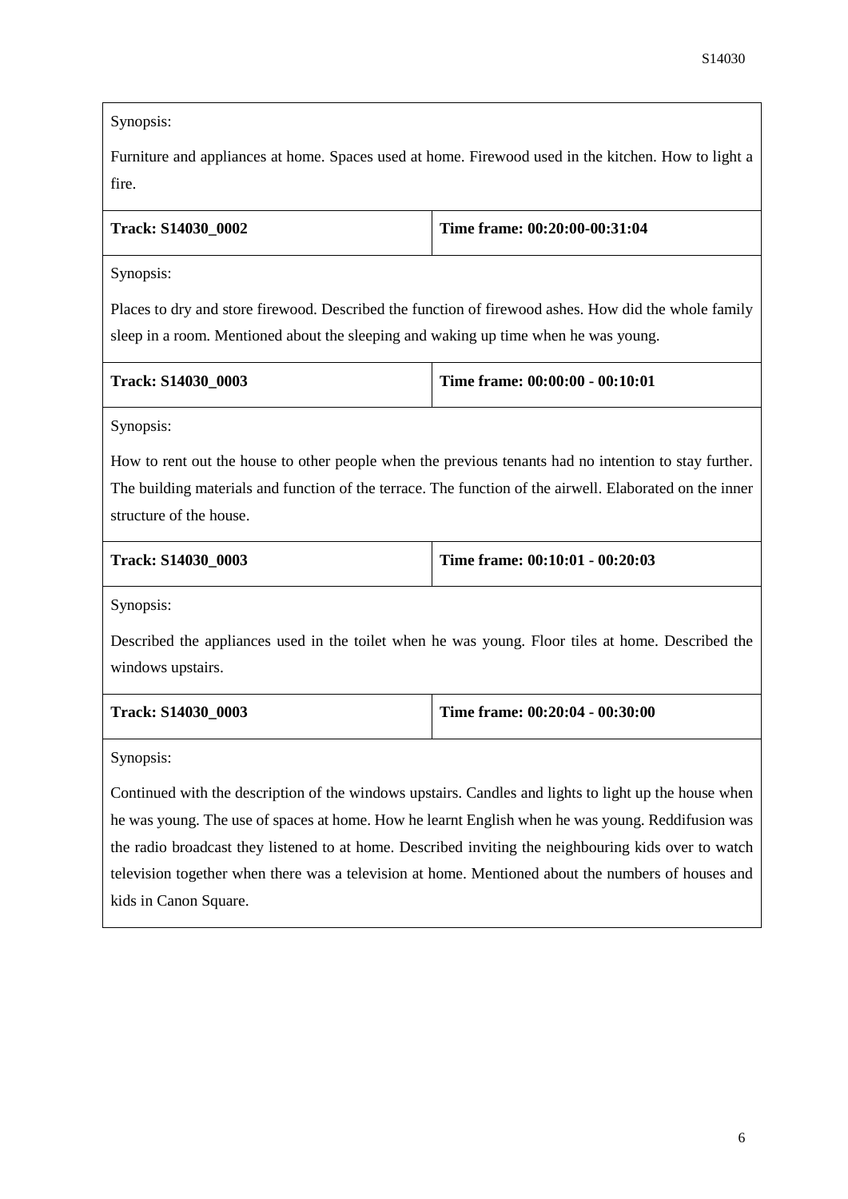Synopsis:

Furniture and appliances at home. Spaces used at home. Firewood used in the kitchen. How to light a fire.

| **Track: S14030_0002** | **Time frame: 00:20:00-00:31:04** |
|---|---|

Synopsis:

Places to dry and store firewood. Described the function of firewood ashes. How did the whole family sleep in a room. Mentioned about the sleeping and waking up time when he was young.

| **Track: S14030_0003** | **Time frame: 00:00:00 - 00:10:01** |
|---|---|

Synopsis:

How to rent out the house to other people when the previous tenants had no intention to stay further. The building materials and function of the terrace. The function of the airwell. Elaborated on the inner structure of the house.

| **Track: S14030_0003** | **Time frame: 00:10:01 - 00:20:03** |
|---|---|

Synopsis:

Described the appliances used in the toilet when he was young. Floor tiles at home. Described the windows upstairs.

| **Track: S14030_0003** | **Time frame: 00:20:04 - 00:30:00** |
|---|---|

Synopsis:

Continued with the description of the windows upstairs. Candles and lights to light up the house when he was young. The use of spaces at home. How he learnt English when he was young. Reddifusion was the radio broadcast they listened to at home. Described inviting the neighbouring kids over to watch television together when there was a television at home. Mentioned about the numbers of houses and kids in Canon Square.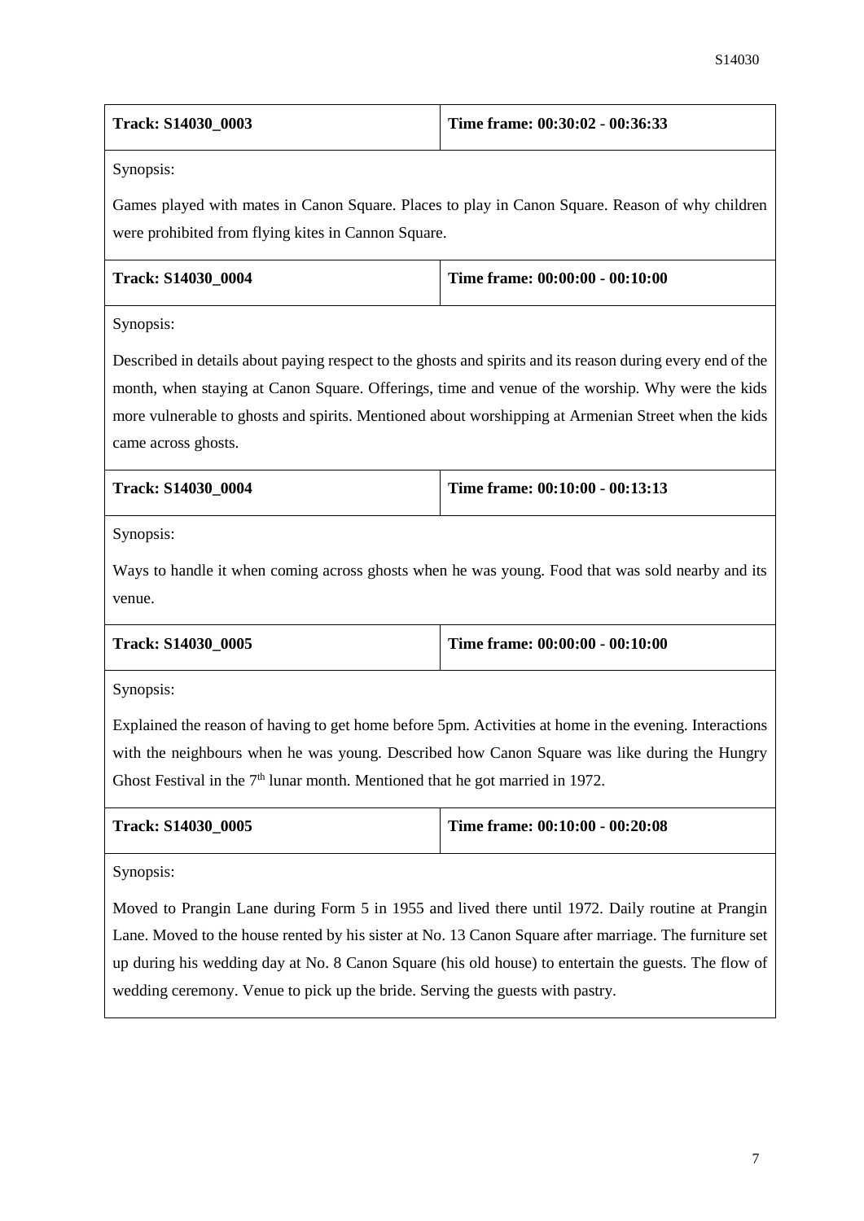| Track: S14030_0003 | Time frame: 00:30:02 - 00:36:33 |
|---|---|

Synopsis:

Games played with mates in Canon Square. Places to play in Canon Square. Reason of why children were prohibited from flying kites in Cannon Square.

| Track: S14030_0004 | Time frame: 00:00:00 - 00:10:00 |
|---|---|

Synopsis:

Described in details about paying respect to the ghosts and spirits and its reason during every end of the month, when staying at Canon Square. Offerings, time and venue of the worship. Why were the kids more vulnerable to ghosts and spirits. Mentioned about worshipping at Armenian Street when the kids came across ghosts.

| Track: S14030_0004 | Time frame: 00:10:00 - 00:13:13 |
|---|---|

Synopsis:

Ways to handle it when coming across ghosts when he was young. Food that was sold nearby and its venue.

| Track: S14030_0005 | Time frame: 00:00:00 - 00:10:00 |
|---|---|

Synopsis:

Explained the reason of having to get home before 5pm. Activities at home in the evening. Interactions with the neighbours when he was young. Described how Canon Square was like during the Hungry Ghost Festival in the 7th lunar month. Mentioned that he got married in 1972.

| Track: S14030_0005 | Time frame: 00:10:00 - 00:20:08 |
|---|---|

Synopsis:

Moved to Prangin Lane during Form 5 in 1955 and lived there until 1972. Daily routine at Prangin Lane. Moved to the house rented by his sister at No. 13 Canon Square after marriage. The furniture set up during his wedding day at No. 8 Canon Square (his old house) to entertain the guests. The flow of wedding ceremony. Venue to pick up the bride. Serving the guests with pastry.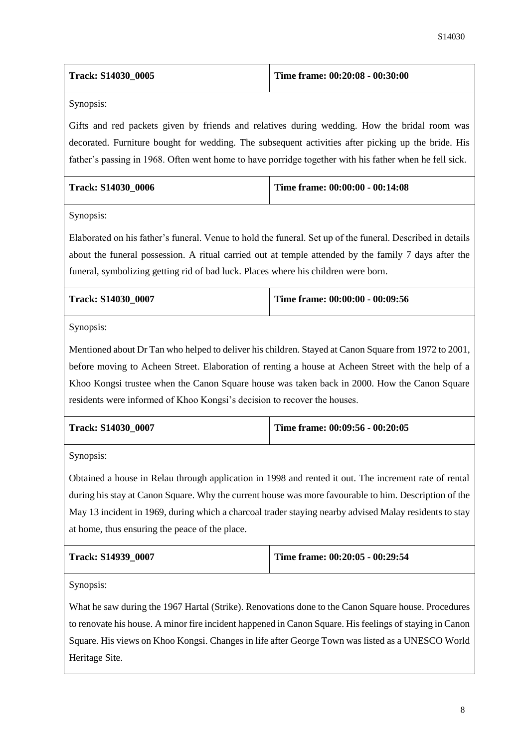| Track: S14030_0005 | Time frame: 00:20:08 - 00:30:00 |
|---|---|

Synopsis:

Gifts and red packets given by friends and relatives during wedding. How the bridal room was decorated. Furniture bought for wedding. The subsequent activities after picking up the bride. His father's passing in 1968. Often went home to have porridge together with his father when he fell sick.

| Track: S14030_0006 | Time frame: 00:00:00 - 00:14:08 |
|---|---|

Synopsis:

Elaborated on his father's funeral. Venue to hold the funeral. Set up of the funeral. Described in details about the funeral possession. A ritual carried out at temple attended by the family 7 days after the funeral, symbolizing getting rid of bad luck. Places where his children were born.

| Track: S14030_0007 | Time frame: 00:00:00 - 00:09:56 |
|---|---|

Synopsis:

Mentioned about Dr Tan who helped to deliver his children. Stayed at Canon Square from 1972 to 2001, before moving to Acheen Street. Elaboration of renting a house at Acheen Street with the help of a Khoo Kongsi trustee when the Canon Square house was taken back in 2000. How the Canon Square residents were informed of Khoo Kongsi's decision to recover the houses.

| Track: S14030_0007 | Time frame: 00:09:56 - 00:20:05 |
|---|---|

Synopsis:

Obtained a house in Relau through application in 1998 and rented it out. The increment rate of rental during his stay at Canon Square. Why the current house was more favourable to him. Description of the May 13 incident in 1969, during which a charcoal trader staying nearby advised Malay residents to stay at home, thus ensuring the peace of the place.

| Track: S14939_0007 | Time frame: 00:20:05 - 00:29:54 |
|---|---|

Synopsis:

What he saw during the 1967 Hartal (Strike). Renovations done to the Canon Square house. Procedures to renovate his house. A minor fire incident happened in Canon Square. His feelings of staying in Canon Square. His views on Khoo Kongsi. Changes in life after George Town was listed as a UNESCO World Heritage Site.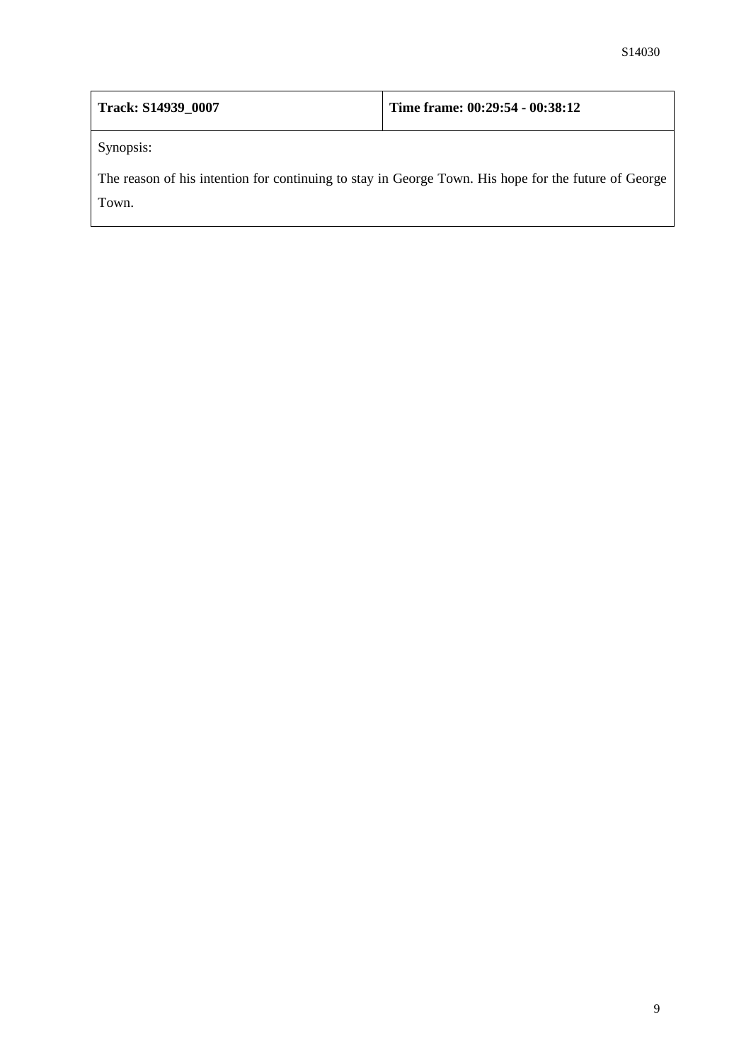| Track: S14939_0007 | Time frame: 00:29:54 - 00:38:12 |
|---|---|
| Synopsis: The reason of his intention for continuing to stay in George Town. His hope for the future of George Town. | |